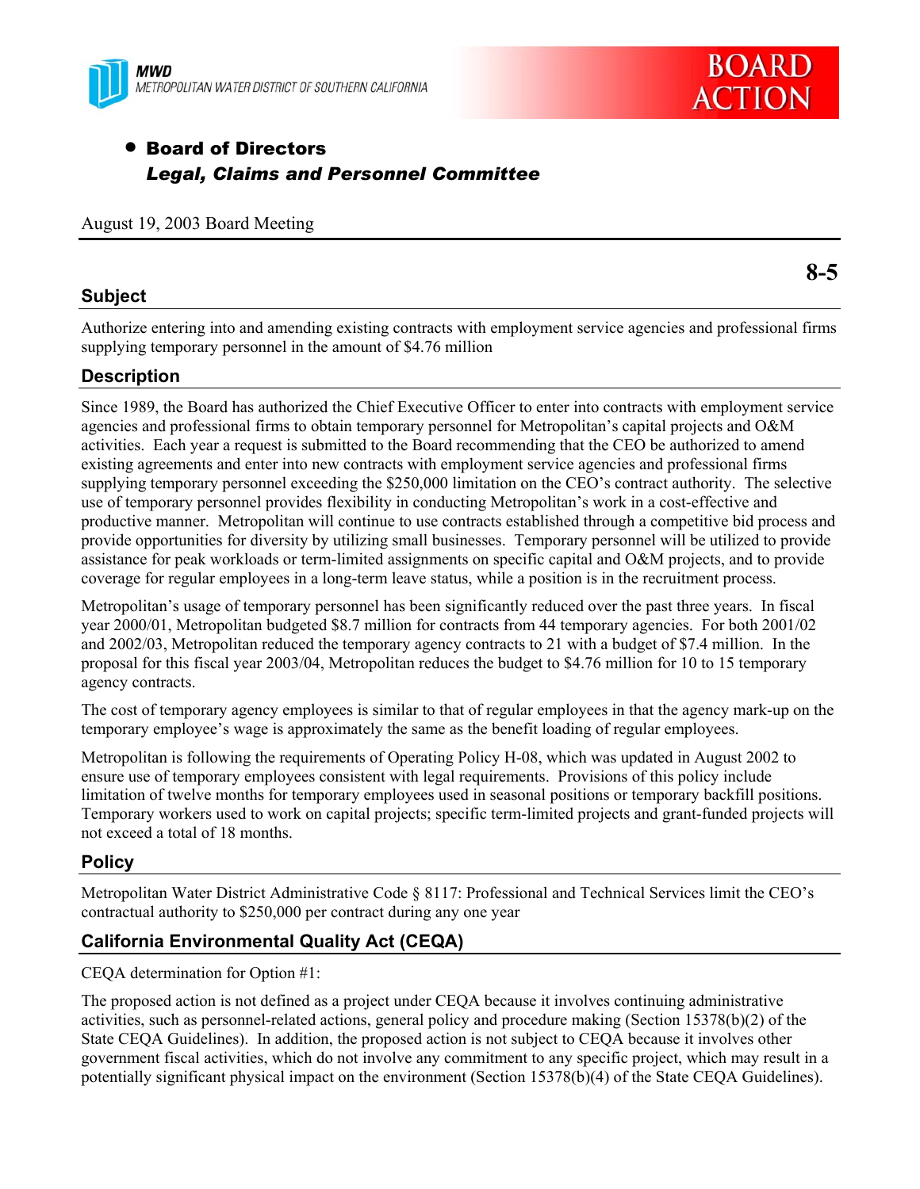MWD
METROPOLITAN WATER DISTRICT OF SOUTHERN CALIFORNIA

**BOARD ACTION**

- **Board of Directors**
  ***Legal, Claims and Personnel Committee***

August 19, 2003 Board Meeting

**8-5**

## Subject

Authorize entering into and amending existing contracts with employment service agencies and professional firms supplying temporary personnel in the amount of $4.76 million

## Description

Since 1989, the Board has authorized the Chief Executive Officer to enter into contracts with employment service agencies and professional firms to obtain temporary personnel for Metropolitan's capital projects and O&M activities. Each year a request is submitted to the Board recommending that the CEO be authorized to amend existing agreements and enter into new contracts with employment service agencies and professional firms supplying temporary personnel exceeding the $250,000 limitation on the CEO's contract authority. The selective use of temporary personnel provides flexibility in conducting Metropolitan's work in a cost-effective and productive manner. Metropolitan will continue to use contracts established through a competitive bid process and provide opportunities for diversity by utilizing small businesses. Temporary personnel will be utilized to provide assistance for peak workloads or term-limited assignments on specific capital and O&M projects, and to provide coverage for regular employees in a long-term leave status, while a position is in the recruitment process.

Metropolitan's usage of temporary personnel has been significantly reduced over the past three years. In fiscal year 2000/01, Metropolitan budgeted $8.7 million for contracts from 44 temporary agencies. For both 2001/02 and 2002/03, Metropolitan reduced the temporary agency contracts to 21 with a budget of $7.4 million. In the proposal for this fiscal year 2003/04, Metropolitan reduces the budget to $4.76 million for 10 to 15 temporary agency contracts.

The cost of temporary agency employees is similar to that of regular employees in that the agency mark-up on the temporary employee's wage is approximately the same as the benefit loading of regular employees.

Metropolitan is following the requirements of Operating Policy H-08, which was updated in August 2002 to ensure use of temporary employees consistent with legal requirements. Provisions of this policy include limitation of twelve months for temporary employees used in seasonal positions or temporary backfill positions. Temporary workers used to work on capital projects; specific term-limited projects and grant-funded projects will not exceed a total of 18 months.

## Policy

Metropolitan Water District Administrative Code § 8117: Professional and Technical Services limit the CEO's contractual authority to $250,000 per contract during any one year

## California Environmental Quality Act (CEQA)

CEQA determination for Option #1:

The proposed action is not defined as a project under CEQA because it involves continuing administrative activities, such as personnel-related actions, general policy and procedure making (Section 15378(b)(2) of the State CEQA Guidelines). In addition, the proposed action is not subject to CEQA because it involves other government fiscal activities, which do not involve any commitment to any specific project, which may result in a potentially significant physical impact on the environment (Section 15378(b)(4) of the State CEQA Guidelines).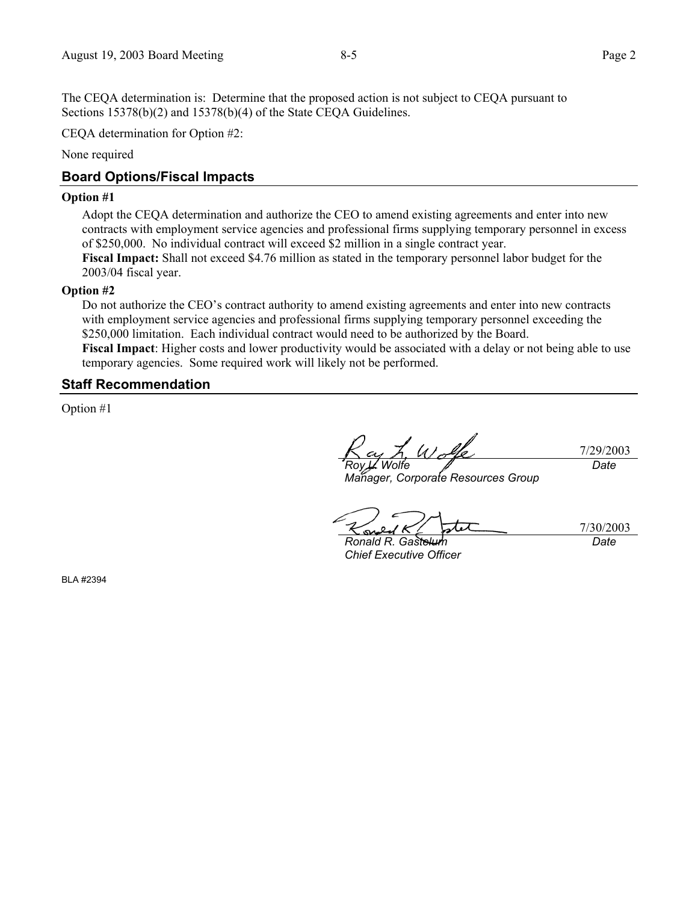The CEQA determination is: Determine that the proposed action is not subject to CEQA pursuant to Sections 15378(b)(2) and 15378(b)(4) of the State CEQA Guidelines.

CEQA determination for Option #2:

None required

## Board Options/Fiscal Impacts

**Option #1**

Adopt the CEQA determination and authorize the CEO to amend existing agreements and enter into new contracts with employment service agencies and professional firms supplying temporary personnel in excess of $250,000. No individual contract will exceed $2 million in a single contract year.
**Fiscal Impact:** Shall not exceed $4.76 million as stated in the temporary personnel labor budget for the 2003/04 fiscal year.

**Option #2**

Do not authorize the CEO's contract authority to amend existing agreements and enter into new contracts with employment service agencies and professional firms supplying temporary personnel exceeding the $250,000 limitation. Each individual contract would need to be authorized by the Board.
**Fiscal Impact**: Higher costs and lower productivity would be associated with a delay or not being able to use temporary agencies. Some required work will likely not be performed.

## Staff Recommendation

Option #1

7/29/2003
*Roy L. Wolfe* — *Date*
*Manager, Corporate Resources Group*

7/30/2003
*Ronald R. Gastelum* — *Date*
*Chief Executive Officer*

BLA #2394